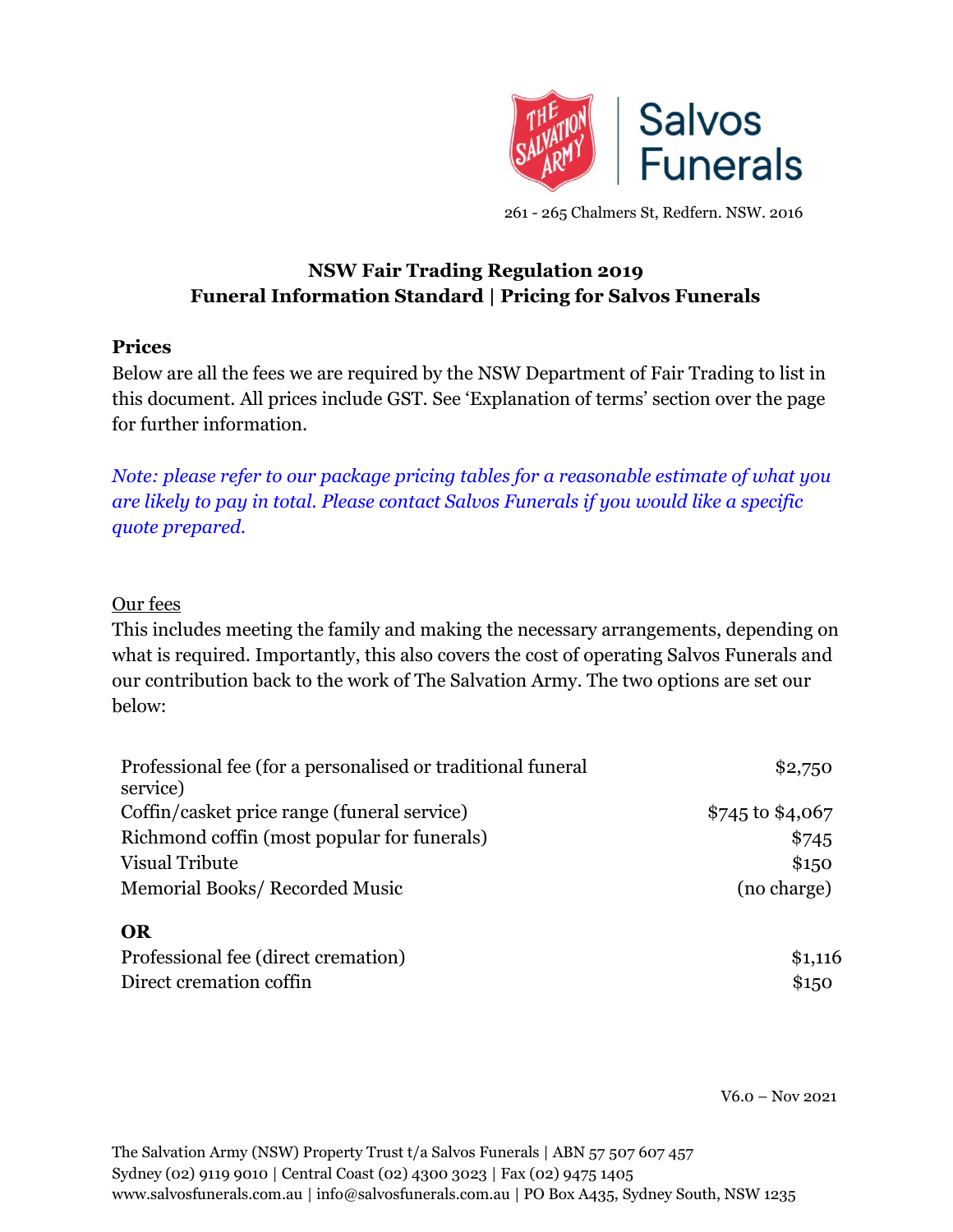Salvos Funerals

261 - 265 Chalmers St, Redfern. NSW. 2016

## NSW Fair Trading Regulation 2019
## Funeral Information Standard | Pricing for Salvos Funerals

### Prices

Below are all the fees we are required by the NSW Department of Fair Trading to list in this document. All prices include GST. See 'Explanation of terms' section over the page for further information.

*Note: please refer to our package pricing tables for a reasonable estimate of what you are likely to pay in total. Please contact Salvos Funerals if you would like a specific quote prepared.*

Our fees

This includes meeting the family and making the necessary arrangements, depending on what is required. Importantly, this also covers the cost of operating Salvos Funerals and our contribution back to the work of The Salvation Army. The two options are set our below:

| | |
|---|---|
| Professional fee (for a personalised or traditional funeral service) | $2,750 |
| Coffin/casket price range (funeral service) | $745 to $4,067 |
| Richmond coffin (most popular for funerals) | $745 |
| Visual Tribute | $150 |
| Memorial Books/ Recorded Music | (no charge) |
| **OR** | |
| Professional fee (direct cremation) | $1,116 |
| Direct cremation coffin | $150 |

V6.0 – Nov 2021

The Salvation Army (NSW) Property Trust t/a Salvos Funerals | ABN 57 507 607 457
Sydney (02) 9119 9010 | Central Coast (02) 4300 3023 | Fax (02) 9475 1405
www.salvosfunerals.com.au | info@salvosfunerals.com.au | PO Box A435, Sydney South, NSW 1235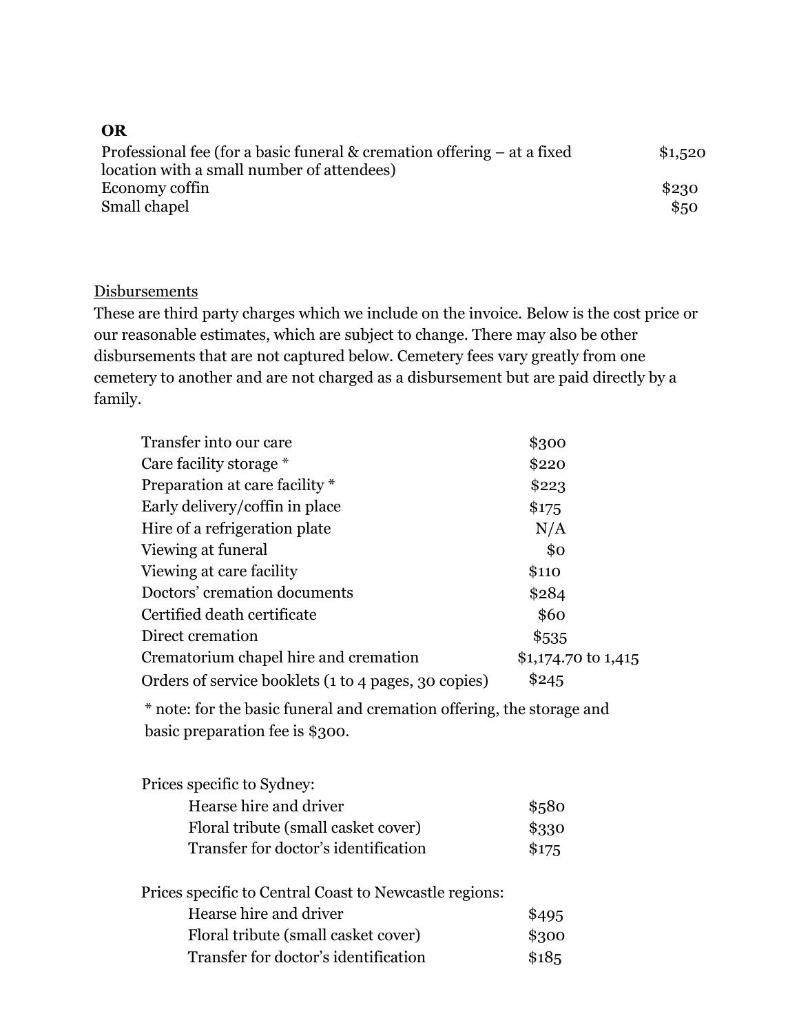**OR**

| | |
|---|---|
| Professional fee (for a basic funeral & cremation offering – at a fixed location with a small number of attendees) | $1,520 |
| Economy coffin | $230 |
| Small chapel | $50 |

Disbursements

These are third party charges which we include on the invoice. Below is the cost price or our reasonable estimates, which are subject to change. There may also be other disbursements that are not captured below. Cemetery fees vary greatly from one cemetery to another and are not charged as a disbursement but are paid directly by a family.

| | |
|---|---|
| Transfer into our care | $300 |
| Care facility storage * | $220 |
| Preparation at care facility * | $223 |
| Early delivery/coffin in place | $175 |
| Hire of a refrigeration plate | N/A |
| Viewing at funeral | $0 |
| Viewing at care facility | $110 |
| Doctors' cremation documents | $284 |
| Certified death certificate | $60 |
| Direct cremation | $535 |
| Crematorium chapel hire and cremation | $1,174.70 to 1,415 |
| Orders of service booklets (1 to 4 pages, 30 copies) | $245 |

* note: for the basic funeral and cremation offering, the storage and basic preparation fee is $300.

Prices specific to Sydney:

| | |
|---|---|
| Hearse hire and driver | $580 |
| Floral tribute (small casket cover) | $330 |
| Transfer for doctor's identification | $175 |

Prices specific to Central Coast to Newcastle regions:

| | |
|---|---|
| Hearse hire and driver | $495 |
| Floral tribute (small casket cover) | $300 |
| Transfer for doctor's identification | $185 |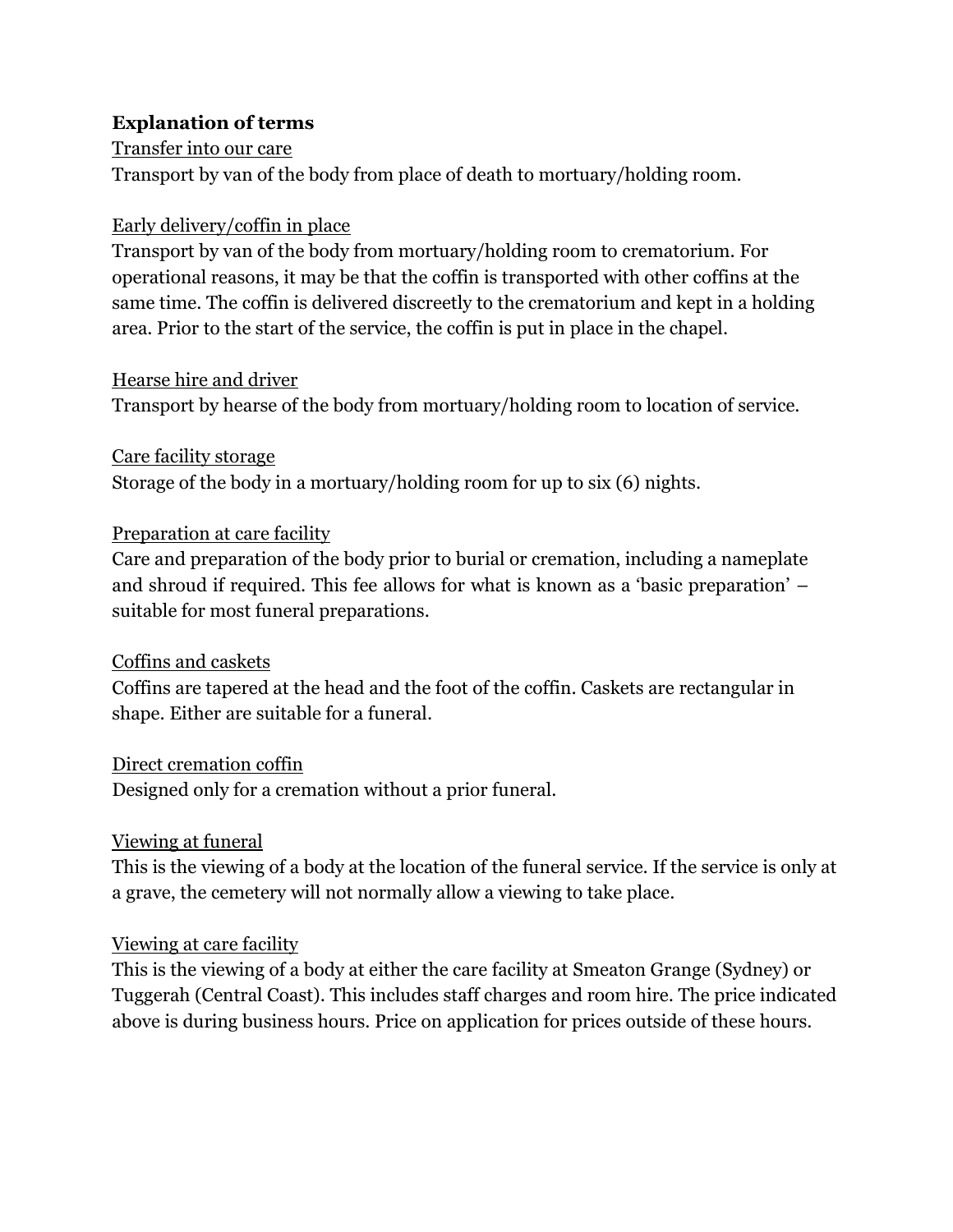**Explanation of terms**

Transfer into our care

Transport by van of the body from place of death to mortuary/holding room.

Early delivery/coffin in place

Transport by van of the body from mortuary/holding room to crematorium. For operational reasons, it may be that the coffin is transported with other coffins at the same time. The coffin is delivered discreetly to the crematorium and kept in a holding area. Prior to the start of the service, the coffin is put in place in the chapel.

Hearse hire and driver

Transport by hearse of the body from mortuary/holding room to location of service.

Care facility storage

Storage of the body in a mortuary/holding room for up to six (6) nights.

Preparation at care facility

Care and preparation of the body prior to burial or cremation, including a nameplate and shroud if required. This fee allows for what is known as a 'basic preparation' – suitable for most funeral preparations.

Coffins and caskets

Coffins are tapered at the head and the foot of the coffin. Caskets are rectangular in shape. Either are suitable for a funeral.

Direct cremation coffin

Designed only for a cremation without a prior funeral.

Viewing at funeral

This is the viewing of a body at the location of the funeral service. If the service is only at a grave, the cemetery will not normally allow a viewing to take place.

Viewing at care facility

This is the viewing of a body at either the care facility at Smeaton Grange (Sydney) or Tuggerah (Central Coast). This includes staff charges and room hire. The price indicated above is during business hours. Price on application for prices outside of these hours.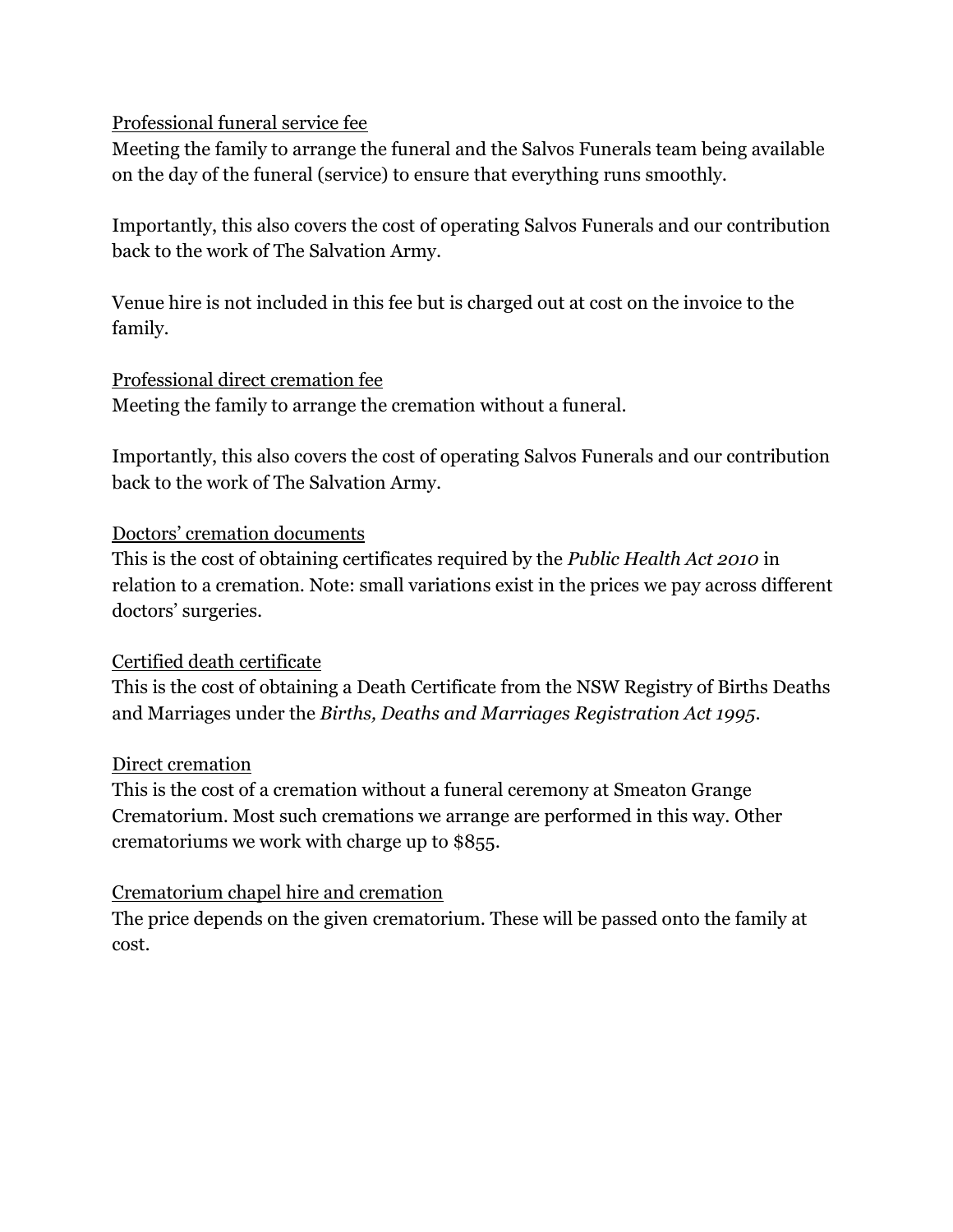Professional funeral service fee

Meeting the family to arrange the funeral and the Salvos Funerals team being available on the day of the funeral (service) to ensure that everything runs smoothly.

Importantly, this also covers the cost of operating Salvos Funerals and our contribution back to the work of The Salvation Army.

Venue hire is not included in this fee but is charged out at cost on the invoice to the family.

Professional direct cremation fee

Meeting the family to arrange the cremation without a funeral.

Importantly, this also covers the cost of operating Salvos Funerals and our contribution back to the work of The Salvation Army.

Doctors' cremation documents

This is the cost of obtaining certificates required by the *Public Health Act 2010* in relation to a cremation. Note: small variations exist in the prices we pay across different doctors' surgeries.

Certified death certificate

This is the cost of obtaining a Death Certificate from the NSW Registry of Births Deaths and Marriages under the *Births, Deaths and Marriages Registration Act 1995.*

Direct cremation

This is the cost of a cremation without a funeral ceremony at Smeaton Grange Crematorium. Most such cremations we arrange are performed in this way. Other crematoriums we work with charge up to $855.

Crematorium chapel hire and cremation

The price depends on the given crematorium. These will be passed onto the family at cost.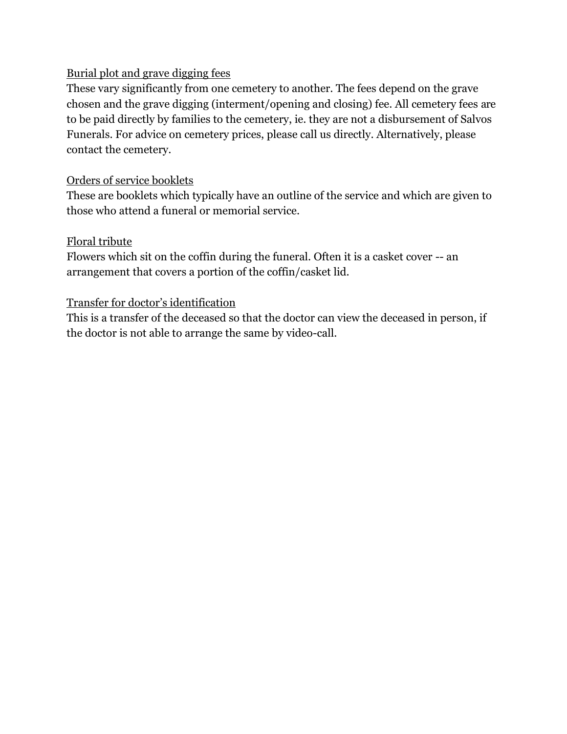<u>Burial plot and grave digging fees</u>

These vary significantly from one cemetery to another. The fees depend on the grave chosen and the grave digging (interment/opening and closing) fee. All cemetery fees are to be paid directly by families to the cemetery, ie. they are not a disbursement of Salvos Funerals. For advice on cemetery prices, please call us directly. Alternatively, please contact the cemetery.

<u>Orders of service booklets</u>

These are booklets which typically have an outline of the service and which are given to those who attend a funeral or memorial service.

<u>Floral tribute</u>

Flowers which sit on the coffin during the funeral. Often it is a casket cover -- an arrangement that covers a portion of the coffin/casket lid.

<u>Transfer for doctor's identification</u>

This is a transfer of the deceased so that the doctor can view the deceased in person, if the doctor is not able to arrange the same by video-call.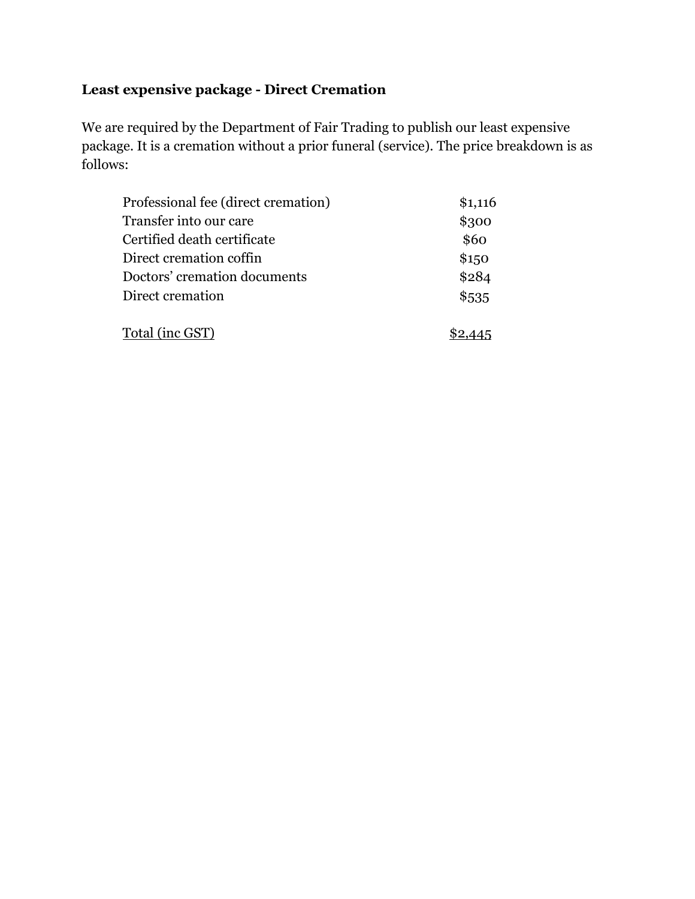**Least expensive package - Direct Cremation**

We are required by the Department of Fair Trading to publish our least expensive package. It is a cremation without a prior funeral (service). The price breakdown is as follows:

| | |
|---|---|
| Professional fee (direct cremation) | $1,116 |
| Transfer into our care | $300 |
| Certified death certificate | $60 |
| Direct cremation coffin | $150 |
| Doctors’ cremation documents | $284 |
| Direct cremation | $535 |
| Total (inc GST) | $2,445 |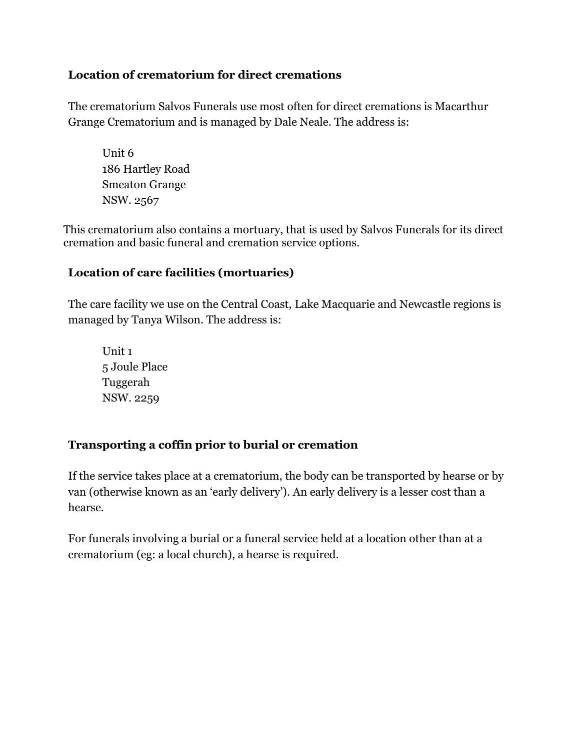### Location of crematorium for direct cremations

The crematorium Salvos Funerals use most often for direct cremations is Macarthur Grange Crematorium and is managed by Dale Neale. The address is:

Unit 6
186 Hartley Road
Smeaton Grange
NSW. 2567

This crematorium also contains a mortuary, that is used by Salvos Funerals for its direct cremation and basic funeral and cremation service options.

### Location of care facilities (mortuaries)

The care facility we use on the Central Coast, Lake Macquarie and Newcastle regions is managed by Tanya Wilson. The address is:

Unit 1
5 Joule Place
Tuggerah
NSW. 2259

### Transporting a coffin prior to burial or cremation

If the service takes place at a crematorium, the body can be transported by hearse or by van (otherwise known as an 'early delivery'). An early delivery is a lesser cost than a hearse.

For funerals involving a burial or a funeral service held at a location other than at a crematorium (eg: a local church), a hearse is required.